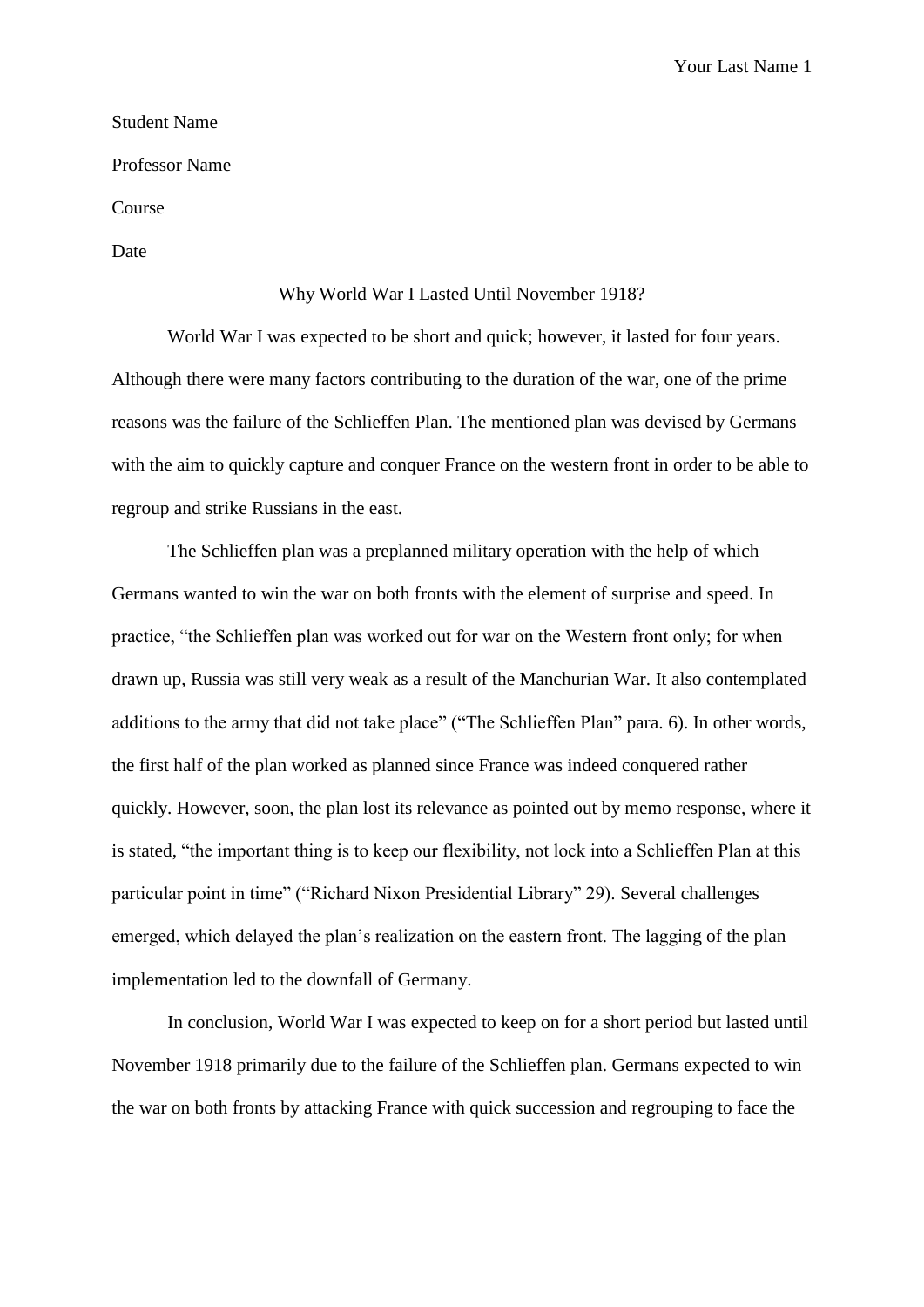Student Name

Professor Name

Course

Date

# Why World War I Lasted Until November 1918?

World War I was expected to be short and quick; however, it lasted for four years. Although there were many factors contributing to the duration of the war, one of the prime reasons was the failure of the Schlieffen Plan. The mentioned plan was devised by Germans with the aim to quickly capture and conquer France on the western front in order to be able to regroup and strike Russians in the east.

The Schlieffen plan was a preplanned military operation with the help of which Germans wanted to win the war on both fronts with the element of surprise and speed. In practice, "the Schlieffen plan was worked out for war on the Western front only; for when drawn up, Russia was still very weak as a result of the Manchurian War. It also contemplated additions to the army that did not take place" ("The Schlieffen Plan" para. 6). In other words, the first half of the plan worked as planned since France was indeed conquered rather quickly. However, soon, the plan lost its relevance as pointed out by memo response, where it is stated, "the important thing is to keep our flexibility, not lock into a Schlieffen Plan at this particular point in time" ("Richard Nixon Presidential Library" 29). Several challenges emerged, which delayed the plan's realization on the eastern front. The lagging of the plan implementation led to the downfall of Germany.

In conclusion, World War I was expected to keep on for a short period but lasted until November 1918 primarily due to the failure of the Schlieffen plan. Germans expected to win the war on both fronts by attacking France with quick succession and regrouping to face the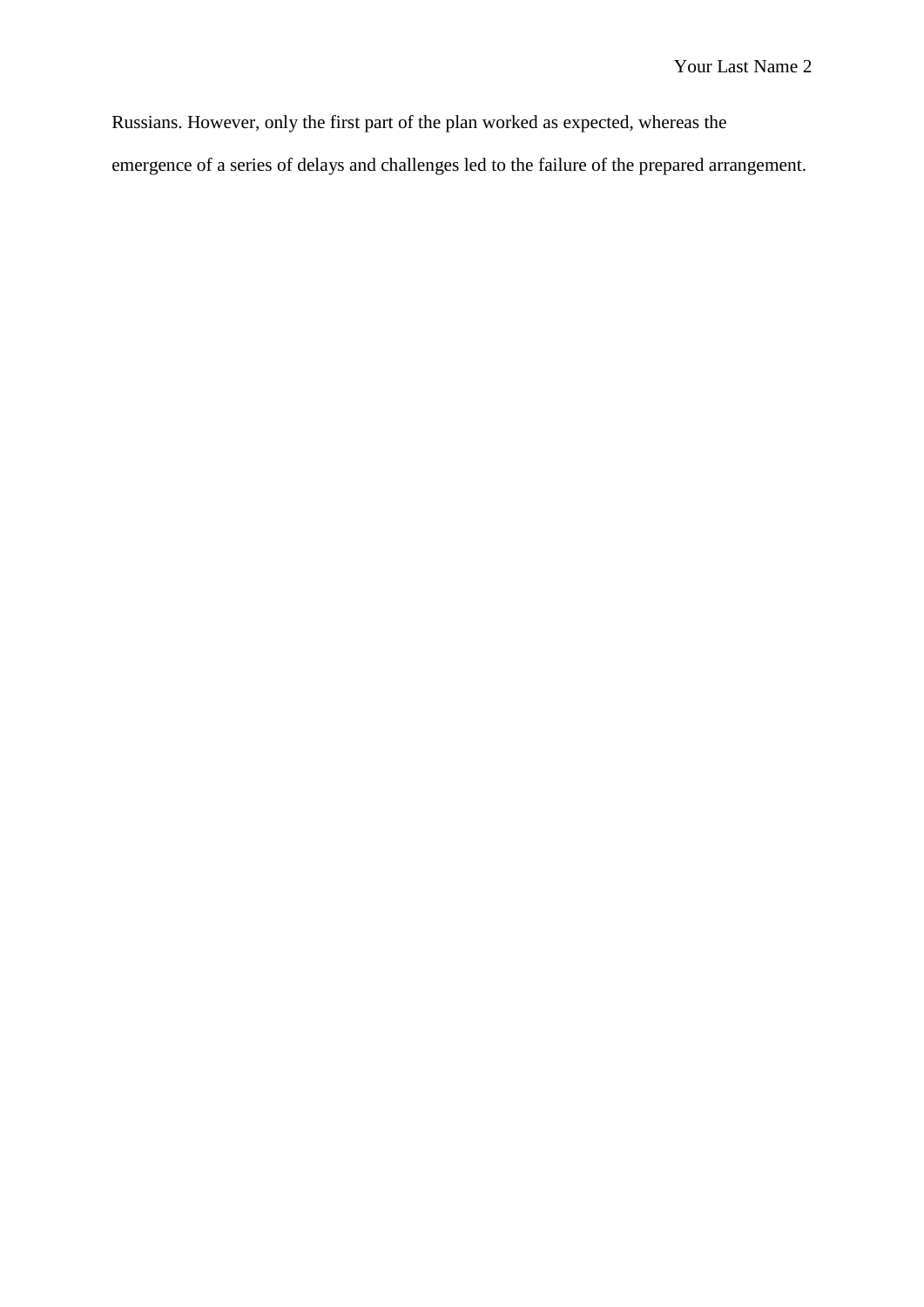Russians. However, only the first part of the plan worked as expected, whereas the emergence of a series of delays and challenges led to the failure of the prepared arrangement.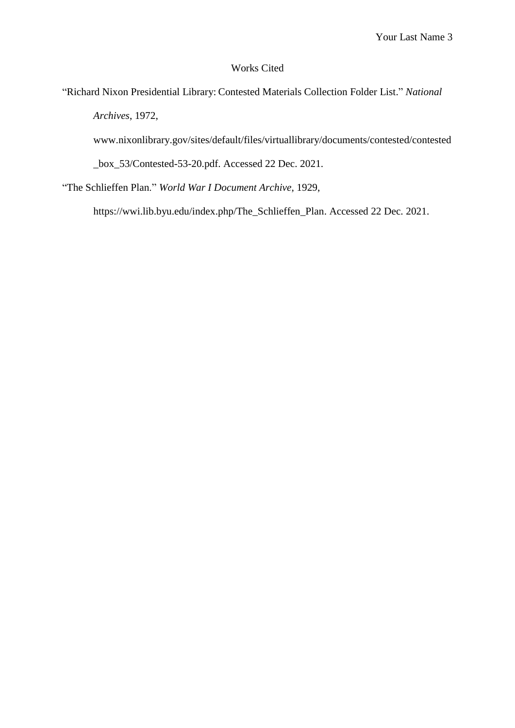# Works Cited

"Richard Nixon Presidential Library: Contested Materials Collection Folder List." *National Archives*, 1972, www.nixonlibrary.gov/sites/default/files/virtuallibrary/documents/contested/contested_box_53/Contested-53-20.pdf. Accessed 22 Dec. 2021.

"The Schlieffen Plan." *World War I Document Archive*, 1929, https://wwi.lib.byu.edu/index.php/The_Schlieffen_Plan. Accessed 22 Dec. 2021.